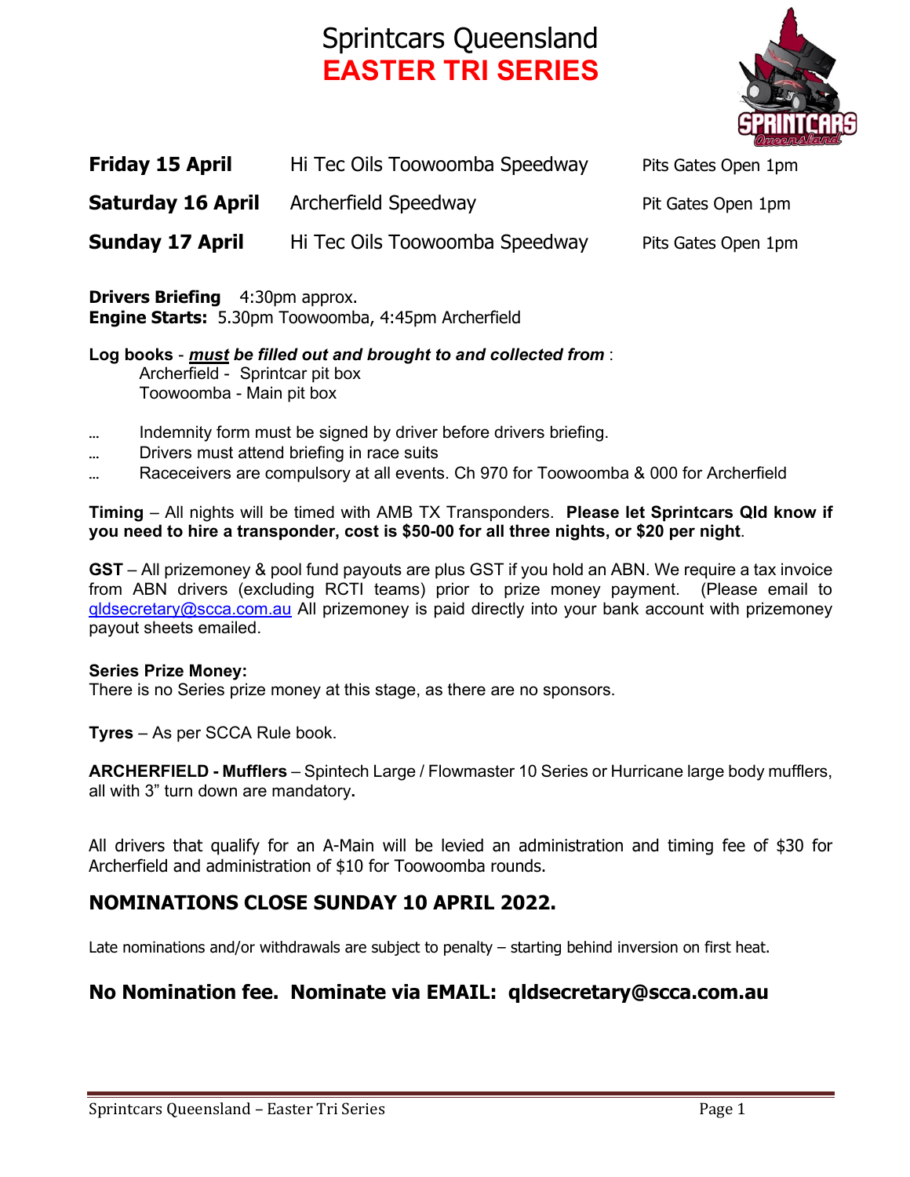# Sprintcars Queensland
# EASTER TRI SERIES

| | | |
|---|---|---|
| **Friday 15 April** | Hi Tec Oils Toowoomba Speedway | Pits Gates Open 1pm |
| **Saturday 16 April** | Archerfield Speedway | Pit Gates Open 1pm |
| **Sunday 17 April** | Hi Tec Oils Toowoomba Speedway | Pits Gates Open 1pm |

**Drivers Briefing** 4:30pm approx.
**Engine Starts:** 5.30pm Toowoomba, 4:45pm Archerfield

**Log books** - ***must* be filled out and brought to and collected from** :
Archerfield - Sprintcar pit box
Toowoomba - Main pit box

- Indemnity form must be signed by driver before drivers briefing.
- Drivers must attend briefing in race suits
- Raceceivers are compulsory at all events. Ch 970 for Toowoomba & 000 for Archerfield

**Timing** – All nights will be timed with AMB TX Transponders. **Please let Sprintcars Qld know if you need to hire a transponder, cost is $50-00 for all three nights, or $20 per night**.

**GST** – All prizemoney & pool fund payouts are plus GST if you hold an ABN. We require a tax invoice from ABN drivers (excluding RCTI teams) prior to prize money payment. (Please email to qldsecretary@scca.com.au All prizemoney is paid directly into your bank account with prizemoney payout sheets emailed.

**Series Prize Money:**
There is no Series prize money at this stage, as there are no sponsors.

**Tyres** – As per SCCA Rule book.

**ARCHERFIELD - Mufflers** – Spintech Large / Flowmaster 10 Series or Hurricane large body mufflers, all with 3" turn down are mandatory**.**

All drivers that qualify for an A-Main will be levied an administration and timing fee of $30 for Archerfield and administration of $10 for Toowoomba rounds.

## NOMINATIONS CLOSE SUNDAY 10 APRIL 2022.

Late nominations and/or withdrawals are subject to penalty – starting behind inversion on first heat.

## No Nomination fee. Nominate via EMAIL: qldsecretary@scca.com.au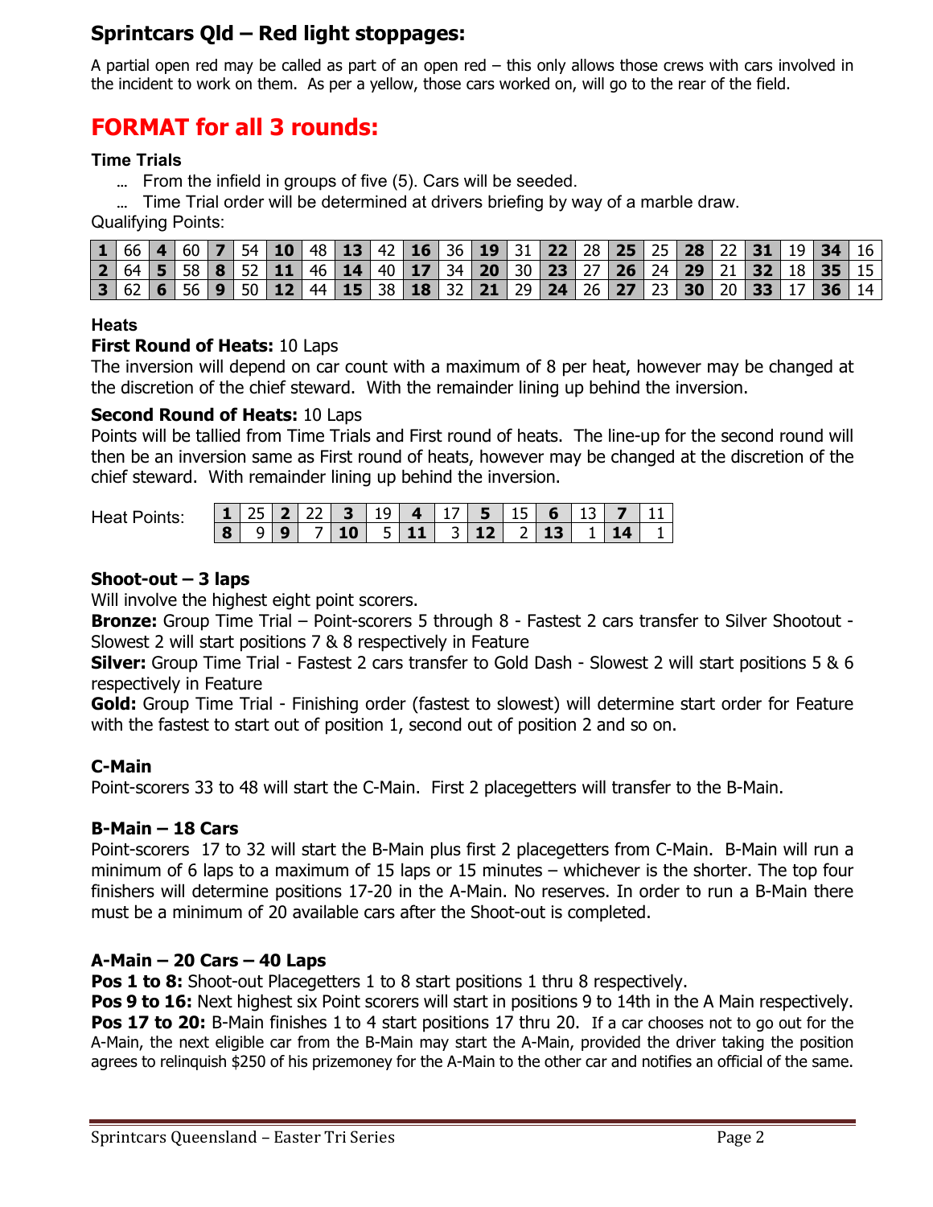## Sprintcars Qld – Red light stoppages:

A partial open red may be called as part of an open red – this only allows those crews with cars involved in the incident to work on them. As per a yellow, those cars worked on, will go to the rear of the field.

# FORMAT for all 3 rounds:

**Time Trials**

- From the infield in groups of five (5). Cars will be seeded.
- Time Trial order will be determined at drivers briefing by way of a marble draw.

Qualifying Points:

| **1** | 66 | **4** | 60 | **7** | 54 | **10** | 48 | **13** | 42 | **16** | 36 | **19** | 31 | **22** | 28 | **25** | 25 | **28** | 22 | **31** | 19 | **34** | 16 |
|---|---|---|---|---|---|---|---|---|---|---|---|---|---|---|---|---|---|---|---|---|---|---|---|
| **2** | 64 | **5** | 58 | **8** | 52 | **11** | 46 | **14** | 40 | **17** | 34 | **20** | 30 | **23** | 27 | **26** | 24 | **29** | 21 | **32** | 18 | **35** | 15 |
| **3** | 62 | **6** | 56 | **9** | 50 | **12** | 44 | **15** | 38 | **18** | 32 | **21** | 29 | **24** | 26 | **27** | 23 | **30** | 20 | **33** | 17 | **36** | 14 |

**Heats**

**First Round of Heats:** 10 Laps

The inversion will depend on car count with a maximum of 8 per heat, however may be changed at the discretion of the chief steward. With the remainder lining up behind the inversion.

**Second Round of Heats:** 10 Laps

Points will be tallied from Time Trials and First round of heats. The line-up for the second round will then be an inversion same as First round of heats, however may be changed at the discretion of the chief steward. With remainder lining up behind the inversion.

Heat Points:

| **1** | 25 | **2** | 22 | **3** | 19 | **4** | 17 | **5** | 15 | **6** | 13 | **7** | 11 |
|---|---|---|---|---|---|---|---|---|---|---|---|---|---|
| **8** | 9 | **9** | 7 | **10** | 5 | **11** | 3 | **12** | 2 | **13** | 1 | **14** | 1 |

**Shoot-out – 3 laps**

Will involve the highest eight point scorers.

**Bronze:** Group Time Trial – Point-scorers 5 through 8 - Fastest 2 cars transfer to Silver Shootout - Slowest 2 will start positions 7 & 8 respectively in Feature

**Silver:** Group Time Trial - Fastest 2 cars transfer to Gold Dash - Slowest 2 will start positions 5 & 6 respectively in Feature

**Gold:** Group Time Trial - Finishing order (fastest to slowest) will determine start order for Feature with the fastest to start out of position 1, second out of position 2 and so on.

**C-Main**

Point-scorers 33 to 48 will start the C-Main. First 2 placegetters will transfer to the B-Main.

**B-Main – 18 Cars**

Point-scorers 17 to 32 will start the B-Main plus first 2 placegetters from C-Main. B-Main will run a minimum of 6 laps to a maximum of 15 laps or 15 minutes – whichever is the shorter. The top four finishers will determine positions 17-20 in the A-Main. No reserves. In order to run a B-Main there must be a minimum of 20 available cars after the Shoot-out is completed.

**A-Main – 20 Cars – 40 Laps**

**Pos 1 to 8:** Shoot-out Placegetters 1 to 8 start positions 1 thru 8 respectively.

**Pos 9 to 16:** Next highest six Point scorers will start in positions 9 to 14th in the A Main respectively.

**Pos 17 to 20:** B-Main finishes 1 to 4 start positions 17 thru 20. If a car chooses not to go out for the A-Main, the next eligible car from the B-Main may start the A-Main, provided the driver taking the position agrees to relinquish $250 of his prizemoney for the A-Main to the other car and notifies an official of the same.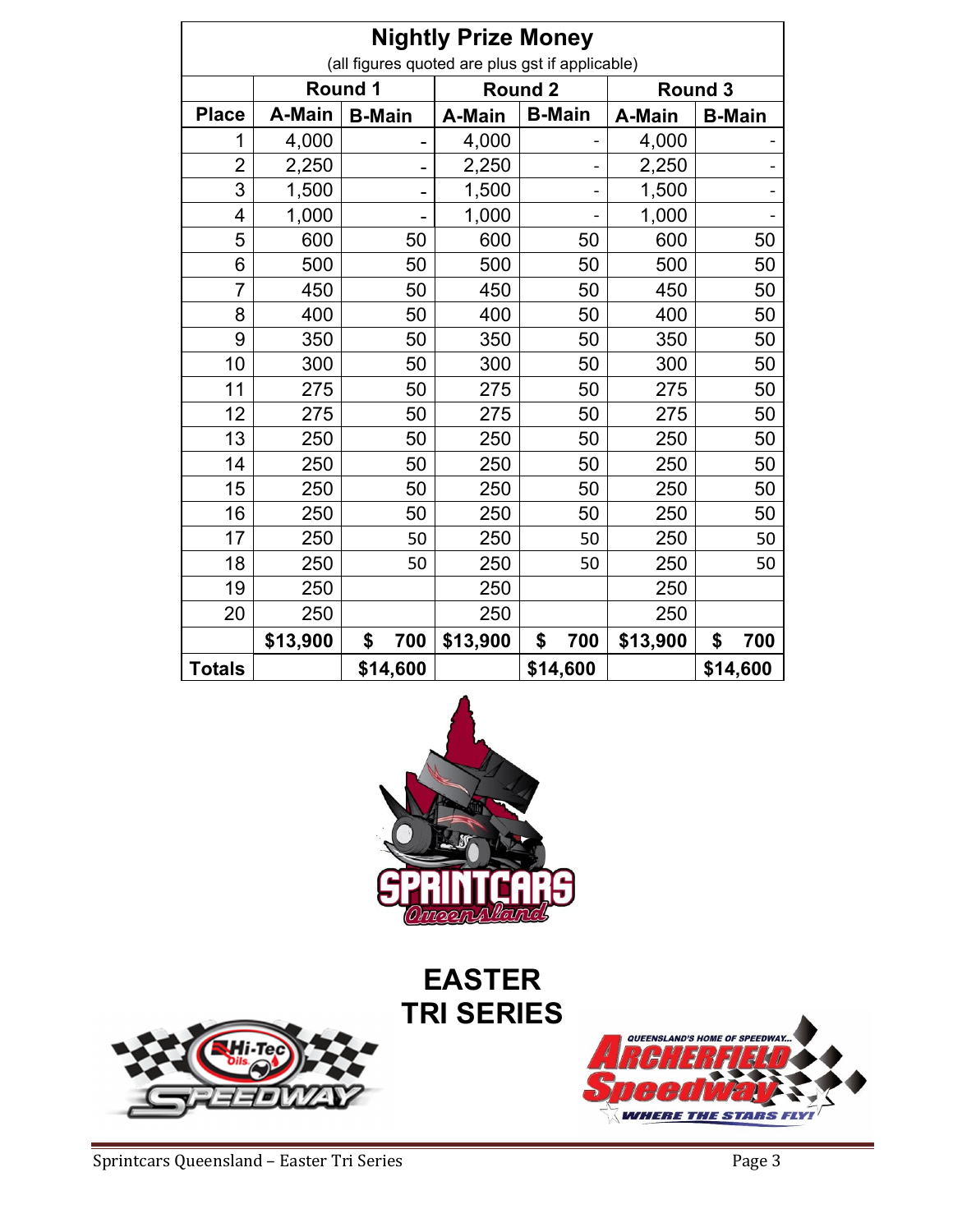## Nightly Prize Money

(all figures quoted are plus gst if applicable)

| | Round 1 | | Round 2 | | Round 3 | |
|---|---|---|---|---|---|---|
| Place | A-Main | B-Main | A-Main | B-Main | A-Main | B-Main |
| 1 | 4,000 | - | 4,000 | - | 4,000 | - |
| 2 | 2,250 | - | 2,250 | - | 2,250 | - |
| 3 | 1,500 | - | 1,500 | - | 1,500 | - |
| 4 | 1,000 | - | 1,000 | - | 1,000 | - |
| 5 | 600 | 50 | 600 | 50 | 600 | 50 |
| 6 | 500 | 50 | 500 | 50 | 500 | 50 |
| 7 | 450 | 50 | 450 | 50 | 450 | 50 |
| 8 | 400 | 50 | 400 | 50 | 400 | 50 |
| 9 | 350 | 50 | 350 | 50 | 350 | 50 |
| 10 | 300 | 50 | 300 | 50 | 300 | 50 |
| 11 | 275 | 50 | 275 | 50 | 275 | 50 |
| 12 | 275 | 50 | 275 | 50 | 275 | 50 |
| 13 | 250 | 50 | 250 | 50 | 250 | 50 |
| 14 | 250 | 50 | 250 | 50 | 250 | 50 |
| 15 | 250 | 50 | 250 | 50 | 250 | 50 |
| 16 | 250 | 50 | 250 | 50 | 250 | 50 |
| 17 | 250 | 50 | 250 | 50 | 250 | 50 |
| 18 | 250 | 50 | 250 | 50 | 250 | 50 |
| 19 | 250 | | 250 | | 250 | |
| 20 | 250 | | 250 | | 250 | |
| | $13,900 | $ 700 | $13,900 | $ 700 | $13,900 | $ 700 |
| Totals | | $14,600 | | $14,600 | | $14,600 |

SPRINTCARS Queensland

# EASTER TRI SERIES

Hi-Tec Oils SPEEDWAY

QUEENSLAND'S HOME OF SPEEDWAY... Archerfield Speedway WHERE THE STARS FLY!